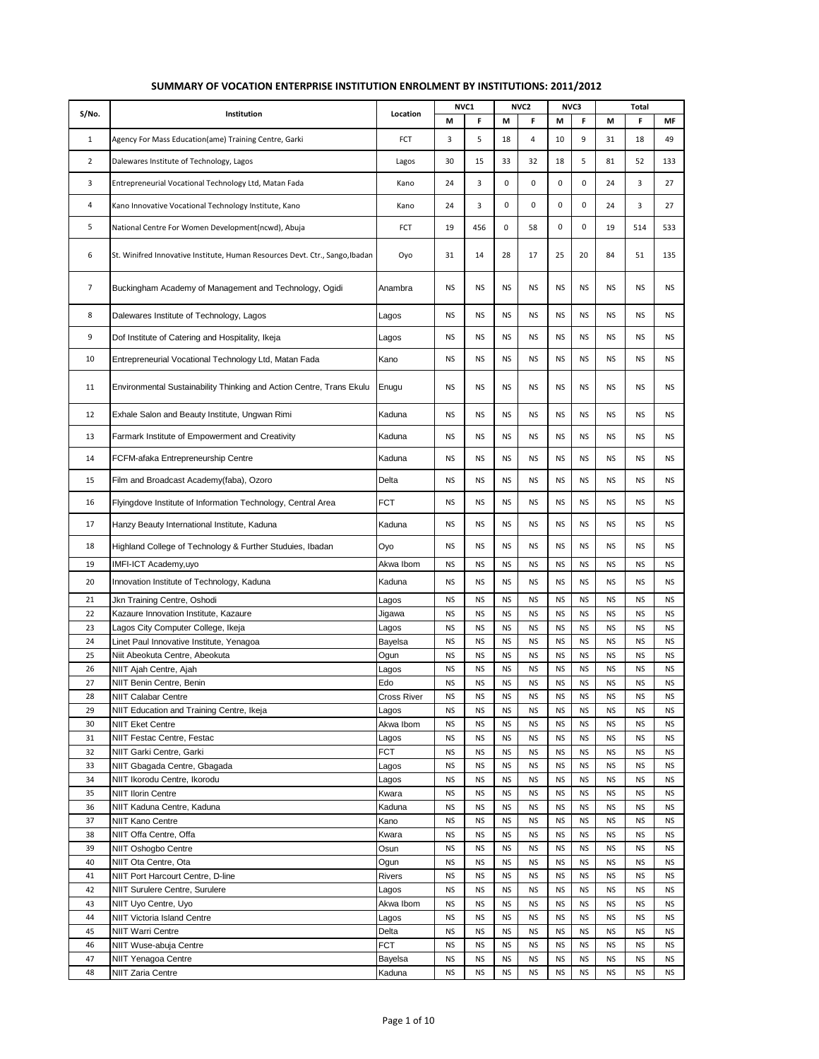## SUMMARY OF VOCATION ENTERPRISE INSTITUTION ENROLMENT BY INSTITUTIONS: 2011/2012

| S/No. | Institution | Location | NVC1 | | NVC2 | | NVC3 | | Total | | |
|---|---|---|---|---|---|---|---|---|---|---|---|
| | | | M | F | M | F | M | F | M | F | MF |
| 1 | Agency For Mass Education(ame) Training Centre, Garki | FCT | 3 | 5 | 18 | 4 | 10 | 9 | 31 | 18 | 49 |
| 2 | Dalewares Institute of Technology, Lagos | Lagos | 30 | 15 | 33 | 32 | 18 | 5 | 81 | 52 | 133 |
| 3 | Entrepreneurial Vocational Technology Ltd, Matan Fada | Kano | 24 | 3 | 0 | 0 | 0 | 0 | 24 | 3 | 27 |
| 4 | Kano Innovative Vocational Technology Institute, Kano | Kano | 24 | 3 | 0 | 0 | 0 | 0 | 24 | 3 | 27 |
| 5 | National Centre For Women Development(ncwd), Abuja | FCT | 19 | 456 | 0 | 58 | 0 | 0 | 19 | 514 | 533 |
| 6 | St. Winifred Innovative Institute, Human Resources Devt. Ctr., Sango,Ibadan | Oyo | 31 | 14 | 28 | 17 | 25 | 20 | 84 | 51 | 135 |
| 7 | Buckingham Academy of Management and Technology, Ogidi | Anambra | NS | NS | NS | NS | NS | NS | NS | NS | NS |
| 8 | Dalewares Institute of Technology, Lagos | Lagos | NS | NS | NS | NS | NS | NS | NS | NS | NS |
| 9 | Dof Institute of Catering and Hospitality, Ikeja | Lagos | NS | NS | NS | NS | NS | NS | NS | NS | NS |
| 10 | Entrepreneurial Vocational Technology Ltd, Matan Fada | Kano | NS | NS | NS | NS | NS | NS | NS | NS | NS |
| 11 | Environmental Sustainability Thinking and Action Centre, Trans Ekulu | Enugu | NS | NS | NS | NS | NS | NS | NS | NS | NS |
| 12 | Exhale Salon and Beauty Institute, Ungwan Rimi | Kaduna | NS | NS | NS | NS | NS | NS | NS | NS | NS |
| 13 | Farmark Institute of Empowerment and Creativity | Kaduna | NS | NS | NS | NS | NS | NS | NS | NS | NS |
| 14 | FCFM-afaka Entrepreneurship Centre | Kaduna | NS | NS | NS | NS | NS | NS | NS | NS | NS |
| 15 | Film and Broadcast Academy(faba), Ozoro | Delta | NS | NS | NS | NS | NS | NS | NS | NS | NS |
| 16 | Flyingdove Institute of Information Technology, Central Area | FCT | NS | NS | NS | NS | NS | NS | NS | NS | NS |
| 17 | Hanzy Beauty International Institute, Kaduna | Kaduna | NS | NS | NS | NS | NS | NS | NS | NS | NS |
| 18 | Highland College of Technology & Further Studuies, Ibadan | Oyo | NS | NS | NS | NS | NS | NS | NS | NS | NS |
| 19 | IMFI-ICT Academy,uyo | Akwa Ibom | NS | NS | NS | NS | NS | NS | NS | NS | NS |
| 20 | Innovation Institute of Technology, Kaduna | Kaduna | NS | NS | NS | NS | NS | NS | NS | NS | NS |
| 21 | Jkn Training Centre, Oshodi | Lagos | NS | NS | NS | NS | NS | NS | NS | NS | NS |
| 22 | Kazaure Innovation Institute, Kazaure | Jigawa | NS | NS | NS | NS | NS | NS | NS | NS | NS |
| 23 | Lagos City Computer College, Ikeja | Lagos | NS | NS | NS | NS | NS | NS | NS | NS | NS |
| 24 | Linet Paul Innovative Institute, Yenagoa | Bayelsa | NS | NS | NS | NS | NS | NS | NS | NS | NS |
| 25 | Niit Abeokuta Centre, Abeokuta | Ogun | NS | NS | NS | NS | NS | NS | NS | NS | NS |
| 26 | NIIT Ajah Centre, Ajah | Lagos | NS | NS | NS | NS | NS | NS | NS | NS | NS |
| 27 | NIIT Benin Centre, Benin | Edo | NS | NS | NS | NS | NS | NS | NS | NS | NS |
| 28 | NIIT Calabar Centre | Cross River | NS | NS | NS | NS | NS | NS | NS | NS | NS |
| 29 | NIIT Education and Training Centre, Ikeja | Lagos | NS | NS | NS | NS | NS | NS | NS | NS | NS |
| 30 | NIIT Eket Centre | Akwa Ibom | NS | NS | NS | NS | NS | NS | NS | NS | NS |
| 31 | NIIT Festac Centre, Festac | Lagos | NS | NS | NS | NS | NS | NS | NS | NS | NS |
| 32 | NIIT Garki Centre, Garki | FCT | NS | NS | NS | NS | NS | NS | NS | NS | NS |
| 33 | NIIT Gbagada Centre, Gbagada | Lagos | NS | NS | NS | NS | NS | NS | NS | NS | NS |
| 34 | NIIT Ikorodu Centre, Ikorodu | Lagos | NS | NS | NS | NS | NS | NS | NS | NS | NS |
| 35 | NIIT Ilorin Centre | Kwara | NS | NS | NS | NS | NS | NS | NS | NS | NS |
| 36 | NIIT Kaduna Centre, Kaduna | Kaduna | NS | NS | NS | NS | NS | NS | NS | NS | NS |
| 37 | NIIT Kano Centre | Kano | NS | NS | NS | NS | NS | NS | NS | NS | NS |
| 38 | NIIT Offa Centre, Offa | Kwara | NS | NS | NS | NS | NS | NS | NS | NS | NS |
| 39 | NIIT Oshogbo Centre | Osun | NS | NS | NS | NS | NS | NS | NS | NS | NS |
| 40 | NIIT Ota Centre, Ota | Ogun | NS | NS | NS | NS | NS | NS | NS | NS | NS |
| 41 | NIIT Port Harcourt Centre, D-line | Rivers | NS | NS | NS | NS | NS | NS | NS | NS | NS |
| 42 | NIIT Surulere Centre, Surulere | Lagos | NS | NS | NS | NS | NS | NS | NS | NS | NS |
| 43 | NIIT Uyo Centre, Uyo | Akwa Ibom | NS | NS | NS | NS | NS | NS | NS | NS | NS |
| 44 | NIIT Victoria Island Centre | Lagos | NS | NS | NS | NS | NS | NS | NS | NS | NS |
| 45 | NIIT Warri Centre | Delta | NS | NS | NS | NS | NS | NS | NS | NS | NS |
| 46 | NIIT Wuse-abuja Centre | FCT | NS | NS | NS | NS | NS | NS | NS | NS | NS |
| 47 | NIIT Yenagoa Centre | Bayelsa | NS | NS | NS | NS | NS | NS | NS | NS | NS |
| 48 | NIIT Zaria Centre | Kaduna | NS | NS | NS | NS | NS | NS | NS | NS | NS |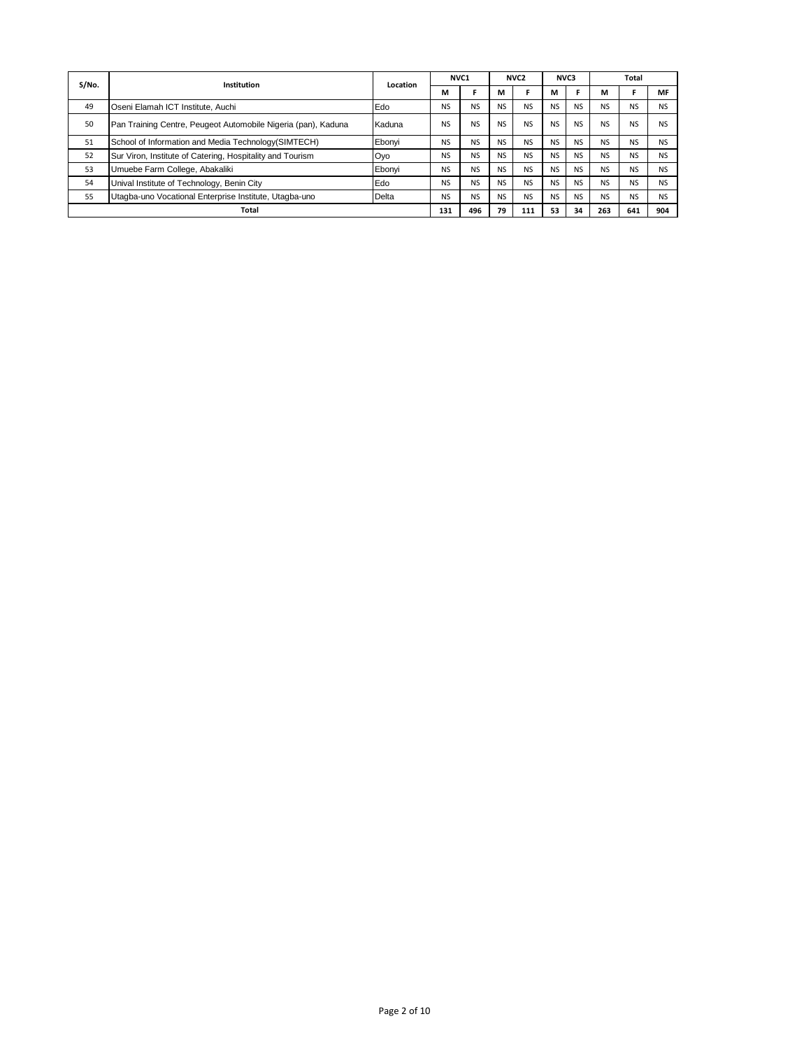| S/No. | Institution | Location | NVC1 | | NVC2 | | NVC3 | | Total | | |
|---|---|---|---|---|---|---|---|---|---|---|---|
| | | | M | F | M | F | M | F | M | F | MF |
| 49 | Oseni Elamah ICT Institute, Auchi | Edo | NS | NS | NS | NS | NS | NS | NS | NS | NS |
| 50 | Pan Training Centre, Peugeot Automobile Nigeria (pan), Kaduna | Kaduna | NS | NS | NS | NS | NS | NS | NS | NS | NS |
| 51 | School of Information and Media Technology(SIMTECH) | Ebonyi | NS | NS | NS | NS | NS | NS | NS | NS | NS |
| 52 | Sur Viron, Institute of Catering, Hospitality and Tourism | Oyo | NS | NS | NS | NS | NS | NS | NS | NS | NS |
| 53 | Umuebe Farm College, Abakaliki | Ebonyi | NS | NS | NS | NS | NS | NS | NS | NS | NS |
| 54 | Unival Institute of Technology, Benin City | Edo | NS | NS | NS | NS | NS | NS | NS | NS | NS |
| 55 | Utagba-uno Vocational Enterprise Institute, Utagba-uno | Delta | NS | NS | NS | NS | NS | NS | NS | NS | NS |
| **Total** | | | **131** | **496** | **79** | **111** | **53** | **34** | **263** | **641** | **904** |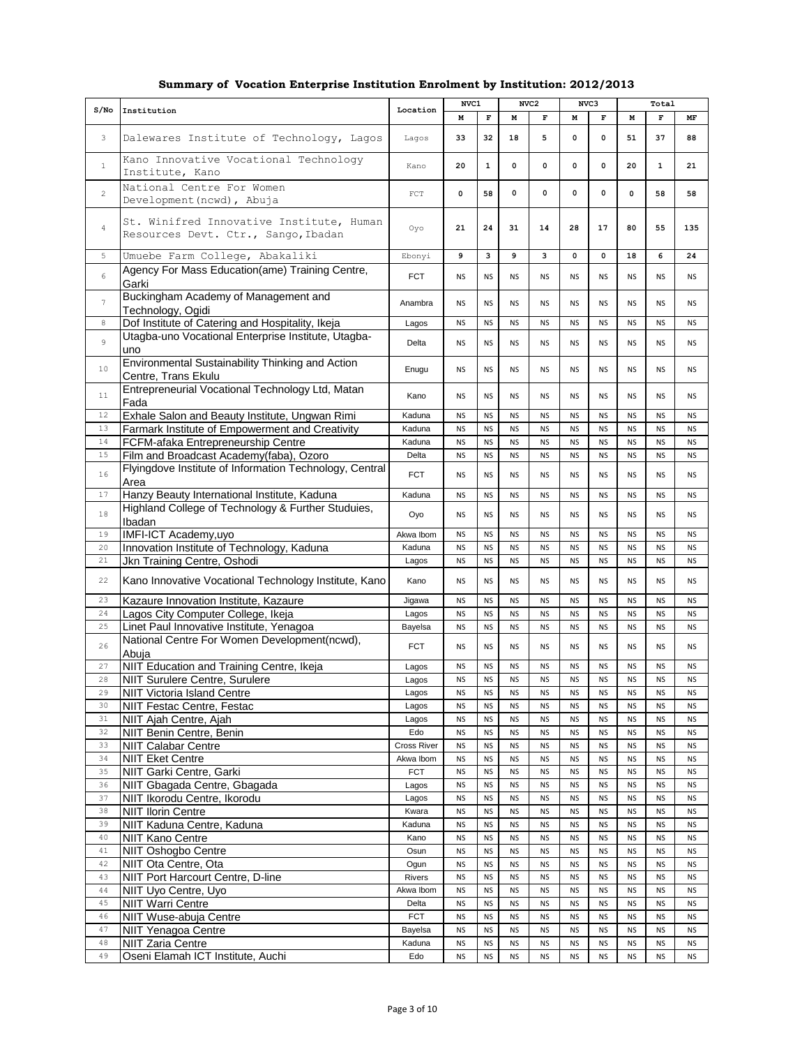## Summary of Vocation Enterprise Institution Enrolment by Institution: 2012/2013

| S/No | Institution | Location | NVC1 | | NVC2 | | NVC3 | | Total | | |
|---|---|---|---|---|---|---|---|---|---|---|---|
| | | | M | F | M | F | M | F | M | F | MF |
| 3 | Dalewares Institute of Technology, Lagos | Lagos | 33 | 32 | 18 | 5 | 0 | 0 | 51 | 37 | 88 |
| 1 | Kano Innovative Vocational Technology Institute, Kano | Kano | 20 | 1 | 0 | 0 | 0 | 0 | 20 | 1 | 21 |
| 2 | National Centre For Women Development(ncwd), Abuja | FCT | 0 | 58 | 0 | 0 | 0 | 0 | 0 | 58 | 58 |
| 4 | St. Winifred Innovative Institute, Human Resources Devt. Ctr., Sango,Ibadan | Oyo | 21 | 24 | 31 | 14 | 28 | 17 | 80 | 55 | 135 |
| 5 | Umuebe Farm College, Abakaliki | Ebonyi | 9 | 3 | 9 | 3 | 0 | 0 | 18 | 6 | 24 |
| 6 | Agency For Mass Education(ame) Training Centre, Garki | FCT | NS | NS | NS | NS | NS | NS | NS | NS | NS |
| 7 | Buckingham Academy of Management and Technology, Ogidi | Anambra | NS | NS | NS | NS | NS | NS | NS | NS | NS |
| 8 | Dof Institute of Catering and Hospitality, Ikeja | Lagos | NS | NS | NS | NS | NS | NS | NS | NS | NS |
| 9 | Utagba-uno Vocational Enterprise Institute, Utagba-uno | Delta | NS | NS | NS | NS | NS | NS | NS | NS | NS |
| 10 | Environmental Sustainability Thinking and Action Centre, Trans Ekulu | Enugu | NS | NS | NS | NS | NS | NS | NS | NS | NS |
| 11 | Entrepreneurial Vocational Technology Ltd, Matan Fada | Kano | NS | NS | NS | NS | NS | NS | NS | NS | NS |
| 12 | Exhale Salon and Beauty Institute, Ungwan Rimi | Kaduna | NS | NS | NS | NS | NS | NS | NS | NS | NS |
| 13 | Farmark Institute of Empowerment and Creativity | Kaduna | NS | NS | NS | NS | NS | NS | NS | NS | NS |
| 14 | FCFM-afaka Entrepreneurship Centre | Kaduna | NS | NS | NS | NS | NS | NS | NS | NS | NS |
| 15 | Film and Broadcast Academy(faba), Ozoro | Delta | NS | NS | NS | NS | NS | NS | NS | NS | NS |
| 16 | Flyingdove Institute of Information Technology, Central Area | FCT | NS | NS | NS | NS | NS | NS | NS | NS | NS |
| 17 | Hanzy Beauty International Institute, Kaduna | Kaduna | NS | NS | NS | NS | NS | NS | NS | NS | NS |
| 18 | Highland College of Technology & Further Studuies, Ibadan | Oyo | NS | NS | NS | NS | NS | NS | NS | NS | NS |
| 19 | IMFI-ICT Academy,uyo | Akwa Ibom | NS | NS | NS | NS | NS | NS | NS | NS | NS |
| 20 | Innovation Institute of Technology, Kaduna | Kaduna | NS | NS | NS | NS | NS | NS | NS | NS | NS |
| 21 | Jkn Training Centre, Oshodi | Lagos | NS | NS | NS | NS | NS | NS | NS | NS | NS |
| 22 | Kano Innovative Vocational Technology Institute, Kano | Kano | NS | NS | NS | NS | NS | NS | NS | NS | NS |
| 23 | Kazaure Innovation Institute, Kazaure | Jigawa | NS | NS | NS | NS | NS | NS | NS | NS | NS |
| 24 | Lagos City Computer College, Ikeja | Lagos | NS | NS | NS | NS | NS | NS | NS | NS | NS |
| 25 | Linet Paul Innovative Institute, Yenagoa | Bayelsa | NS | NS | NS | NS | NS | NS | NS | NS | NS |
| 26 | National Centre For Women Development(ncwd), Abuja | FCT | NS | NS | NS | NS | NS | NS | NS | NS | NS |
| 27 | NIIT Education and Training Centre, Ikeja | Lagos | NS | NS | NS | NS | NS | NS | NS | NS | NS |
| 28 | NIIT Surulere Centre, Surulere | Lagos | NS | NS | NS | NS | NS | NS | NS | NS | NS |
| 29 | NIIT Victoria Island Centre | Lagos | NS | NS | NS | NS | NS | NS | NS | NS | NS |
| 30 | NIIT Festac Centre, Festac | Lagos | NS | NS | NS | NS | NS | NS | NS | NS | NS |
| 31 | NIIT Ajah Centre, Ajah | Lagos | NS | NS | NS | NS | NS | NS | NS | NS | NS |
| 32 | NIIT Benin Centre, Benin | Edo | NS | NS | NS | NS | NS | NS | NS | NS | NS |
| 33 | NIIT Calabar Centre | Cross River | NS | NS | NS | NS | NS | NS | NS | NS | NS |
| 34 | NIIT Eket Centre | Akwa Ibom | NS | NS | NS | NS | NS | NS | NS | NS | NS |
| 35 | NIIT Garki Centre, Garki | FCT | NS | NS | NS | NS | NS | NS | NS | NS | NS |
| 36 | NIIT Gbagada Centre, Gbagada | Lagos | NS | NS | NS | NS | NS | NS | NS | NS | NS |
| 37 | NIIT Ikorodu Centre, Ikorodu | Lagos | NS | NS | NS | NS | NS | NS | NS | NS | NS |
| 38 | NIIT Ilorin Centre | Kwara | NS | NS | NS | NS | NS | NS | NS | NS | NS |
| 39 | NIIT Kaduna Centre, Kaduna | Kaduna | NS | NS | NS | NS | NS | NS | NS | NS | NS |
| 40 | NIIT Kano Centre | Kano | NS | NS | NS | NS | NS | NS | NS | NS | NS |
| 41 | NIIT Oshogbo Centre | Osun | NS | NS | NS | NS | NS | NS | NS | NS | NS |
| 42 | NIIT Ota Centre, Ota | Ogun | NS | NS | NS | NS | NS | NS | NS | NS | NS |
| 43 | NIIT Port Harcourt Centre, D-line | Rivers | NS | NS | NS | NS | NS | NS | NS | NS | NS |
| 44 | NIIT Uyo Centre, Uyo | Akwa Ibom | NS | NS | NS | NS | NS | NS | NS | NS | NS |
| 45 | NIIT Warri Centre | Delta | NS | NS | NS | NS | NS | NS | NS | NS | NS |
| 46 | NIIT Wuse-abuja Centre | FCT | NS | NS | NS | NS | NS | NS | NS | NS | NS |
| 47 | NIIT Yenagoa Centre | Bayelsa | NS | NS | NS | NS | NS | NS | NS | NS | NS |
| 48 | NIIT Zaria Centre | Kaduna | NS | NS | NS | NS | NS | NS | NS | NS | NS |
| 49 | Oseni Elamah ICT Institute, Auchi | Edo | NS | NS | NS | NS | NS | NS | NS | NS | NS |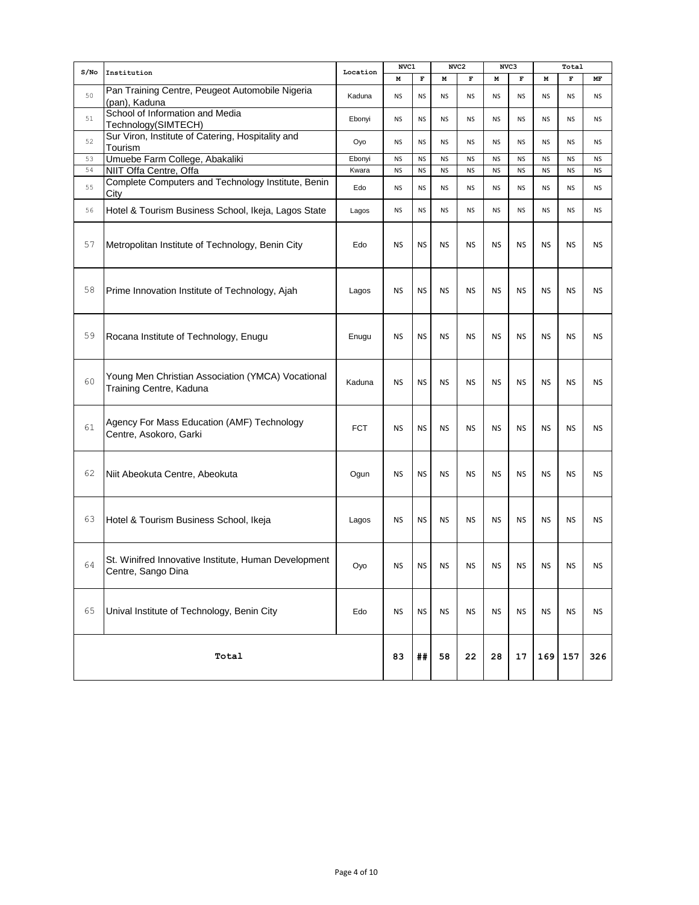| S/No | Institution | Location | NVC1 | | NVC2 | | NVC3 | | Total | | |
|---|---|---|---|---|---|---|---|---|---|---|---|
| | | | M | F | M | F | M | F | M | F | MF |
| 50 | Pan Training Centre, Peugeot Automobile Nigeria (pan), Kaduna | Kaduna | NS | NS | NS | NS | NS | NS | NS | NS | NS |
| 51 | School of Information and Media Technology(SIMTECH) | Ebonyi | NS | NS | NS | NS | NS | NS | NS | NS | NS |
| 52 | Sur Viron, Institute of Catering, Hospitality and Tourism | Oyo | NS | NS | NS | NS | NS | NS | NS | NS | NS |
| 53 | Umuebe Farm College, Abakaliki | Ebonyi | NS | NS | NS | NS | NS | NS | NS | NS | NS |
| 54 | NIIT Offa Centre, Offa | Kwara | NS | NS | NS | NS | NS | NS | NS | NS | NS |
| 55 | Complete Computers and Technology Institute, Benin City | Edo | NS | NS | NS | NS | NS | NS | NS | NS | NS |
| 56 | Hotel & Tourism Business School, Ikeja, Lagos State | Lagos | NS | NS | NS | NS | NS | NS | NS | NS | NS |
| 57 | Metropolitan Institute of Technology, Benin City | Edo | NS | NS | NS | NS | NS | NS | NS | NS | NS |
| 58 | Prime Innovation Institute of Technology, Ajah | Lagos | NS | NS | NS | NS | NS | NS | NS | NS | NS |
| 59 | Rocana Institute of Technology, Enugu | Enugu | NS | NS | NS | NS | NS | NS | NS | NS | NS |
| 60 | Young Men Christian Association (YMCA) Vocational Training Centre, Kaduna | Kaduna | NS | NS | NS | NS | NS | NS | NS | NS | NS |
| 61 | Agency For Mass Education (AMF) Technology Centre, Asokoro, Garki | FCT | NS | NS | NS | NS | NS | NS | NS | NS | NS |
| 62 | Niit Abeokuta Centre, Abeokuta | Ogun | NS | NS | NS | NS | NS | NS | NS | NS | NS |
| 63 | Hotel & Tourism Business School, Ikeja | Lagos | NS | NS | NS | NS | NS | NS | NS | NS | NS |
| 64 | St. Winifred Innovative Institute, Human Development Centre, Sango Dina | Oyo | NS | NS | NS | NS | NS | NS | NS | NS | NS |
| 65 | Unival Institute of Technology, Benin City | Edo | NS | NS | NS | NS | NS | NS | NS | NS | NS |
| **Total** | | | 83 | ## | 58 | 22 | 28 | 17 | 169 | 157 | 326 |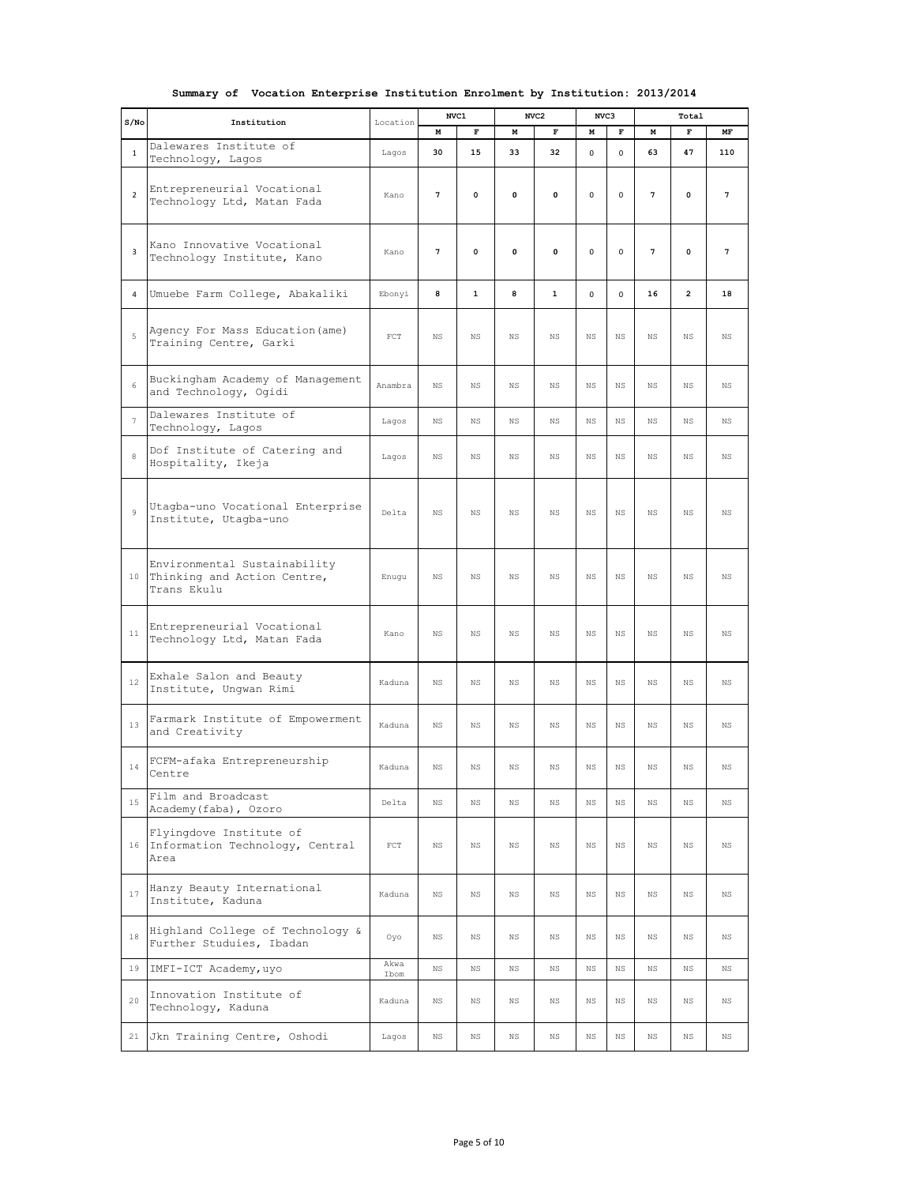**Summary of Vocation Enterprise Institution Enrolment by Institution: 2013/2014**

| S/No | Institution | Location | NVC1 | | NVC2 | | NVC3 | | Total | | |
|---|---|---|---|---|---|---|---|---|---|---|---|
| | | | M | F | M | F | M | F | M | F | MF |
| 1 | Dalewares Institute of Technology, Lagos | Lagos | 30 | 15 | 33 | 32 | 0 | 0 | 63 | 47 | 110 |
| 2 | Entrepreneurial Vocational Technology Ltd, Matan Fada | Kano | 7 | 0 | 0 | 0 | 0 | 0 | 7 | 0 | 7 |
| 3 | Kano Innovative Vocational Technology Institute, Kano | Kano | 7 | 0 | 0 | 0 | 0 | 0 | 7 | 0 | 7 |
| 4 | Umuebe Farm College, Abakaliki | Ebonyi | 8 | 1 | 8 | 1 | 0 | 0 | 16 | 2 | 18 |
| 5 | Agency For Mass Education(ame) Training Centre, Garki | FCT | NS | NS | NS | NS | NS | NS | NS | NS | NS |
| 6 | Buckingham Academy of Management and Technology, Ogidi | Anambra | NS | NS | NS | NS | NS | NS | NS | NS | NS |
| 7 | Dalewares Institute of Technology, Lagos | Lagos | NS | NS | NS | NS | NS | NS | NS | NS | NS |
| 8 | Dof Institute of Catering and Hospitality, Ikeja | Lagos | NS | NS | NS | NS | NS | NS | NS | NS | NS |
| 9 | Utagba-uno Vocational Enterprise Institute, Utagba-uno | Delta | NS | NS | NS | NS | NS | NS | NS | NS | NS |
| 10 | Environmental Sustainability Thinking and Action Centre, Trans Ekulu | Enugu | NS | NS | NS | NS | NS | NS | NS | NS | NS |
| 11 | Entrepreneurial Vocational Technology Ltd, Matan Fada | Kano | NS | NS | NS | NS | NS | NS | NS | NS | NS |
| 12 | Exhale Salon and Beauty Institute, Ungwan Rimi | Kaduna | NS | NS | NS | NS | NS | NS | NS | NS | NS |
| 13 | Farmark Institute of Empowerment and Creativity | Kaduna | NS | NS | NS | NS | NS | NS | NS | NS | NS |
| 14 | FCFM-afaka Entrepreneurship Centre | Kaduna | NS | NS | NS | NS | NS | NS | NS | NS | NS |
| 15 | Film and Broadcast Academy(faba), Ozoro | Delta | NS | NS | NS | NS | NS | NS | NS | NS | NS |
| 16 | Flyingdove Institute of Information Technology, Central Area | FCT | NS | NS | NS | NS | NS | NS | NS | NS | NS |
| 17 | Hanzy Beauty International Institute, Kaduna | Kaduna | NS | NS | NS | NS | NS | NS | NS | NS | NS |
| 18 | Highland College of Technology & Further Studuies, Ibadan | Oyo | NS | NS | NS | NS | NS | NS | NS | NS | NS |
| 19 | IMFI-ICT Academy,uyo | Akwa Ibom | NS | NS | NS | NS | NS | NS | NS | NS | NS |
| 20 | Innovation Institute of Technology, Kaduna | Kaduna | NS | NS | NS | NS | NS | NS | NS | NS | NS |
| 21 | Jkn Training Centre, Oshodi | Lagos | NS | NS | NS | NS | NS | NS | NS | NS | NS |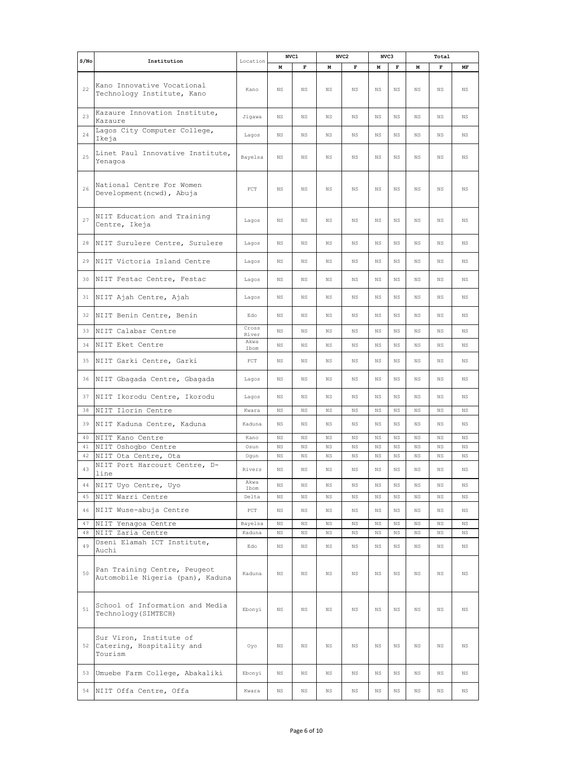| S/No | Institution | Location | NVC1 | | NVC2 | | NVC3 | | Total | | |
|---|---|---|---|---|---|---|---|---|---|---|---|
| | | | M | F | M | F | M | F | M | F | MF |
| 22 | Kano Innovative Vocational Technology Institute, Kano | Kano | NS | NS | NS | NS | NS | NS | NS | NS | NS |
| 23 | Kazaure Innovation Institute, Kazaure | Jigawa | NS | NS | NS | NS | NS | NS | NS | NS | NS |
| 24 | Lagos City Computer College, Ikeja | Lagos | NS | NS | NS | NS | NS | NS | NS | NS | NS |
| 25 | Linet Paul Innovative Institute, Yenagoa | Bayelsa | NS | NS | NS | NS | NS | NS | NS | NS | NS |
| 26 | National Centre For Women Development(ncwd), Abuja | FCT | NS | NS | NS | NS | NS | NS | NS | NS | NS |
| 27 | NIIT Education and Training Centre, Ikeja | Lagos | NS | NS | NS | NS | NS | NS | NS | NS | NS |
| 28 | NIIT Surulere Centre, Surulere | Lagos | NS | NS | NS | NS | NS | NS | NS | NS | NS |
| 29 | NIIT Victoria Island Centre | Lagos | NS | NS | NS | NS | NS | NS | NS | NS | NS |
| 30 | NIIT Festac Centre, Festac | Lagos | NS | NS | NS | NS | NS | NS | NS | NS | NS |
| 31 | NIIT Ajah Centre, Ajah | Lagos | NS | NS | NS | NS | NS | NS | NS | NS | NS |
| 32 | NIIT Benin Centre, Benin | Edo | NS | NS | NS | NS | NS | NS | NS | NS | NS |
| 33 | NIIT Calabar Centre | Cross River | NS | NS | NS | NS | NS | NS | NS | NS | NS |
| 34 | NIIT Eket Centre | Akwa Ibom | NS | NS | NS | NS | NS | NS | NS | NS | NS |
| 35 | NIIT Garki Centre, Garki | FCT | NS | NS | NS | NS | NS | NS | NS | NS | NS |
| 36 | NIIT Gbagada Centre, Gbagada | Lagos | NS | NS | NS | NS | NS | NS | NS | NS | NS |
| 37 | NIIT Ikorodu Centre, Ikorodu | Lagos | NS | NS | NS | NS | NS | NS | NS | NS | NS |
| 38 | NIIT Ilorin Centre | Kwara | NS | NS | NS | NS | NS | NS | NS | NS | NS |
| 39 | NIIT Kaduna Centre, Kaduna | Kaduna | NS | NS | NS | NS | NS | NS | NS | NS | NS |
| 40 | NIIT Kano Centre | Kano | NS | NS | NS | NS | NS | NS | NS | NS | NS |
| 41 | NIIT Oshogbo Centre | Osun | NS | NS | NS | NS | NS | NS | NS | NS | NS |
| 42 | NIIT Ota Centre, Ota | Ogun | NS | NS | NS | NS | NS | NS | NS | NS | NS |
| 43 | NIIT Port Harcourt Centre, D-line | Rivers | NS | NS | NS | NS | NS | NS | NS | NS | NS |
| 44 | NIIT Uyo Centre, Uyo | Akwa Ibom | NS | NS | NS | NS | NS | NS | NS | NS | NS |
| 45 | NIIT Warri Centre | Delta | NS | NS | NS | NS | NS | NS | NS | NS | NS |
| 46 | NIIT Wuse-abuja Centre | FCT | NS | NS | NS | NS | NS | NS | NS | NS | NS |
| 47 | NIIT Yenagoa Centre | Bayelsa | NS | NS | NS | NS | NS | NS | NS | NS | NS |
| 48 | NIIT Zaria Centre | Kaduna | NS | NS | NS | NS | NS | NS | NS | NS | NS |
| 49 | Oseni Elamah ICT Institute, Auchi | Edo | NS | NS | NS | NS | NS | NS | NS | NS | NS |
| 50 | Pan Training Centre, Peugeot Automobile Nigeria (pan), Kaduna | Kaduna | NS | NS | NS | NS | NS | NS | NS | NS | NS |
| 51 | School of Information and Media Technology(SIMTECH) | Ebonyi | NS | NS | NS | NS | NS | NS | NS | NS | NS |
| 52 | Sur Viron, Institute of Catering, Hospitality and Tourism | Oyo | NS | NS | NS | NS | NS | NS | NS | NS | NS |
| 53 | Umuebe Farm College, Abakaliki | Ebonyi | NS | NS | NS | NS | NS | NS | NS | NS | NS |
| 54 | NIIT Offa Centre, Offa | Kwara | NS | NS | NS | NS | NS | NS | NS | NS | NS |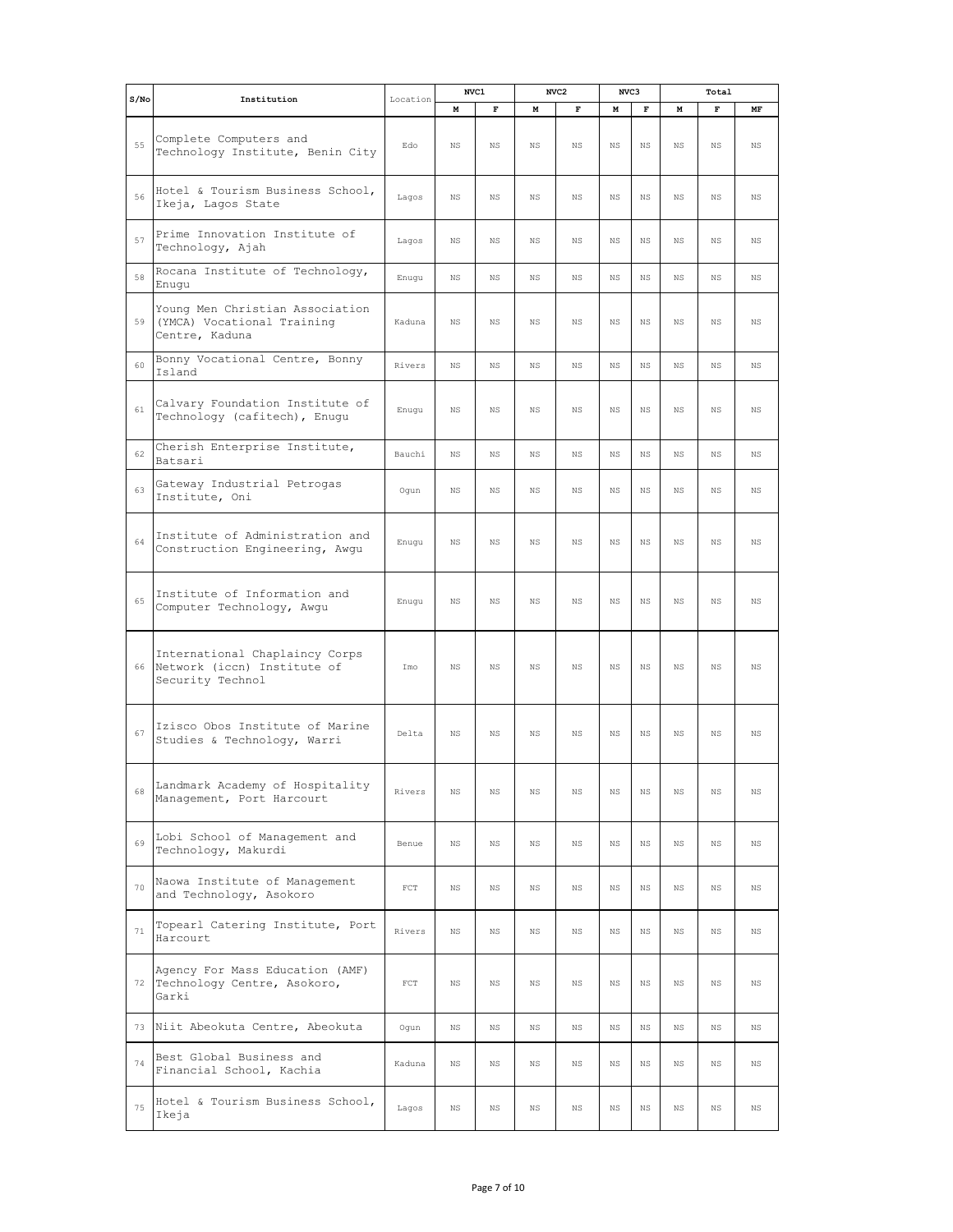| S/No | Institution | Location | NVC1 | | NVC2 | | NVC3 | | Total | | |
|---|---|---|---|---|---|---|---|---|---|---|---|
| | | | M | F | M | F | M | F | M | F | MF |
| 55 | Complete Computers and Technology Institute, Benin City | Edo | NS | NS | NS | NS | NS | NS | NS | NS | NS |
| 56 | Hotel & Tourism Business School, Ikeja, Lagos State | Lagos | NS | NS | NS | NS | NS | NS | NS | NS | NS |
| 57 | Prime Innovation Institute of Technology, Ajah | Lagos | NS | NS | NS | NS | NS | NS | NS | NS | NS |
| 58 | Rocana Institute of Technology, Enugu | Enugu | NS | NS | NS | NS | NS | NS | NS | NS | NS |
| 59 | Young Men Christian Association (YMCA) Vocational Training Centre, Kaduna | Kaduna | NS | NS | NS | NS | NS | NS | NS | NS | NS |
| 60 | Bonny Vocational Centre, Bonny Island | Rivers | NS | NS | NS | NS | NS | NS | NS | NS | NS |
| 61 | Calvary Foundation Institute of Technology (cafitech), Enugu | Enugu | NS | NS | NS | NS | NS | NS | NS | NS | NS |
| 62 | Cherish Enterprise Institute, Batsari | Bauchi | NS | NS | NS | NS | NS | NS | NS | NS | NS |
| 63 | Gateway Industrial Petrogas Institute, Oni | Ogun | NS | NS | NS | NS | NS | NS | NS | NS | NS |
| 64 | Institute of Administration and Construction Engineering, Awgu | Enugu | NS | NS | NS | NS | NS | NS | NS | NS | NS |
| 65 | Institute of Information and Computer Technology, Awgu | Enugu | NS | NS | NS | NS | NS | NS | NS | NS | NS |
| 66 | International Chaplaincy Corps Network (iccn) Institute of Security Technol | Imo | NS | NS | NS | NS | NS | NS | NS | NS | NS |
| 67 | Izisco Obos Institute of Marine Studies & Technology, Warri | Delta | NS | NS | NS | NS | NS | NS | NS | NS | NS |
| 68 | Landmark Academy of Hospitality Management, Port Harcourt | Rivers | NS | NS | NS | NS | NS | NS | NS | NS | NS |
| 69 | Lobi School of Management and Technology, Makurdi | Benue | NS | NS | NS | NS | NS | NS | NS | NS | NS |
| 70 | Naowa Institute of Management and Technology, Asokoro | FCT | NS | NS | NS | NS | NS | NS | NS | NS | NS |
| 71 | Topearl Catering Institute, Port Harcourt | Rivers | NS | NS | NS | NS | NS | NS | NS | NS | NS |
| 72 | Agency For Mass Education (AMF) Technology Centre, Asokoro, Garki | FCT | NS | NS | NS | NS | NS | NS | NS | NS | NS |
| 73 | Niit Abeokuta Centre, Abeokuta | Ogun | NS | NS | NS | NS | NS | NS | NS | NS | NS |
| 74 | Best Global Business and Financial School, Kachia | Kaduna | NS | NS | NS | NS | NS | NS | NS | NS | NS |
| 75 | Hotel & Tourism Business School, Ikeja | Lagos | NS | NS | NS | NS | NS | NS | NS | NS | NS |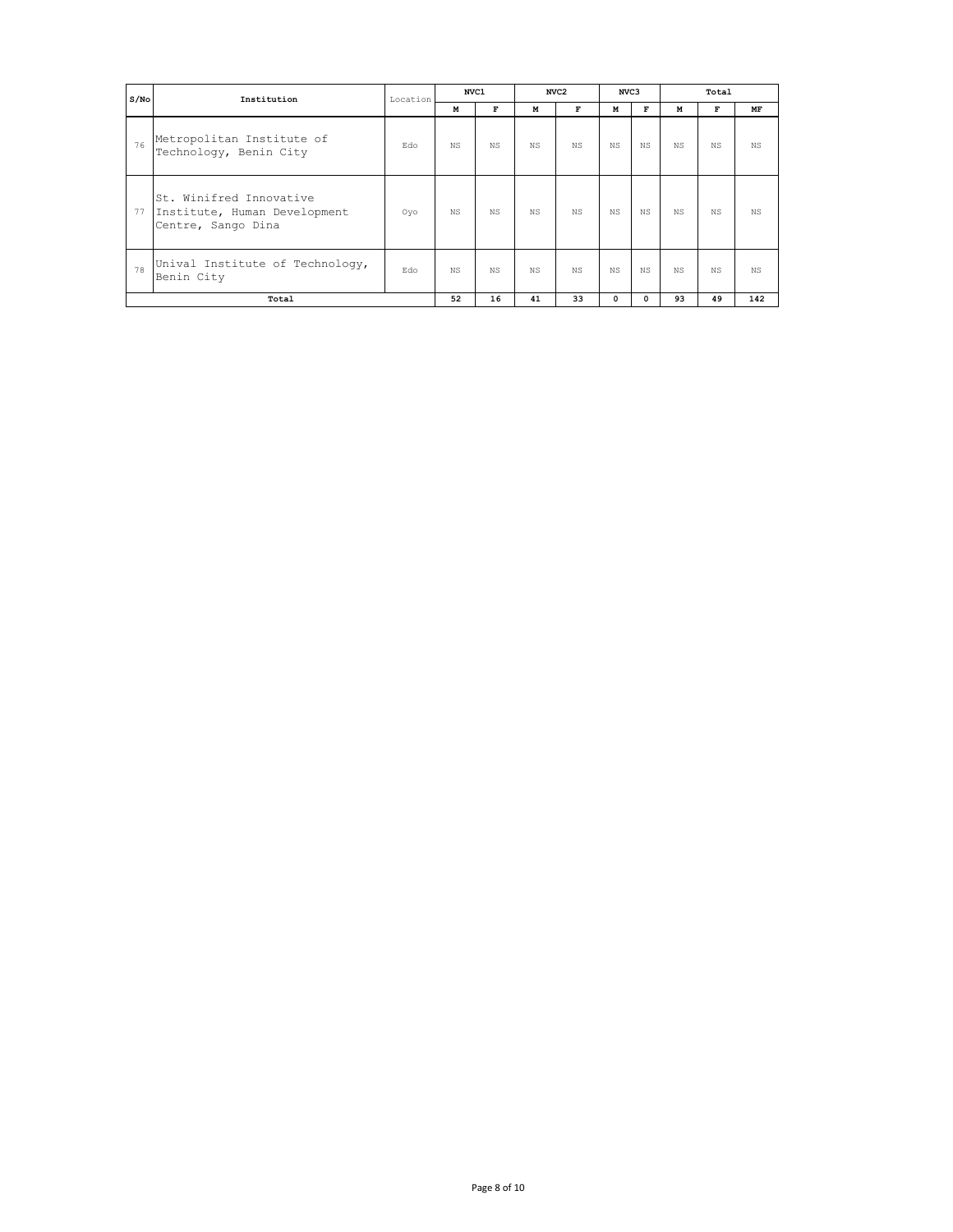| S/No | Institution | Location | NVC1 | | NVC2 | | NVC3 | | Total | | |
|---|---|---|---|---|---|---|---|---|---|---|---|
| | | | M | F | M | F | M | F | M | F | MF |
| 76 | Metropolitan Institute of Technology, Benin City | Edo | NS | NS | NS | NS | NS | NS | NS | NS | NS |
| 77 | St. Winifred Innovative Institute, Human Development Centre, Sango Dina | Oyo | NS | NS | NS | NS | NS | NS | NS | NS | NS |
| 78 | Unival Institute of Technology, Benin City | Edo | NS | NS | NS | NS | NS | NS | NS | NS | NS |
| **Total** | | | **52** | **16** | **41** | **33** | **0** | **0** | **93** | **49** | **142** |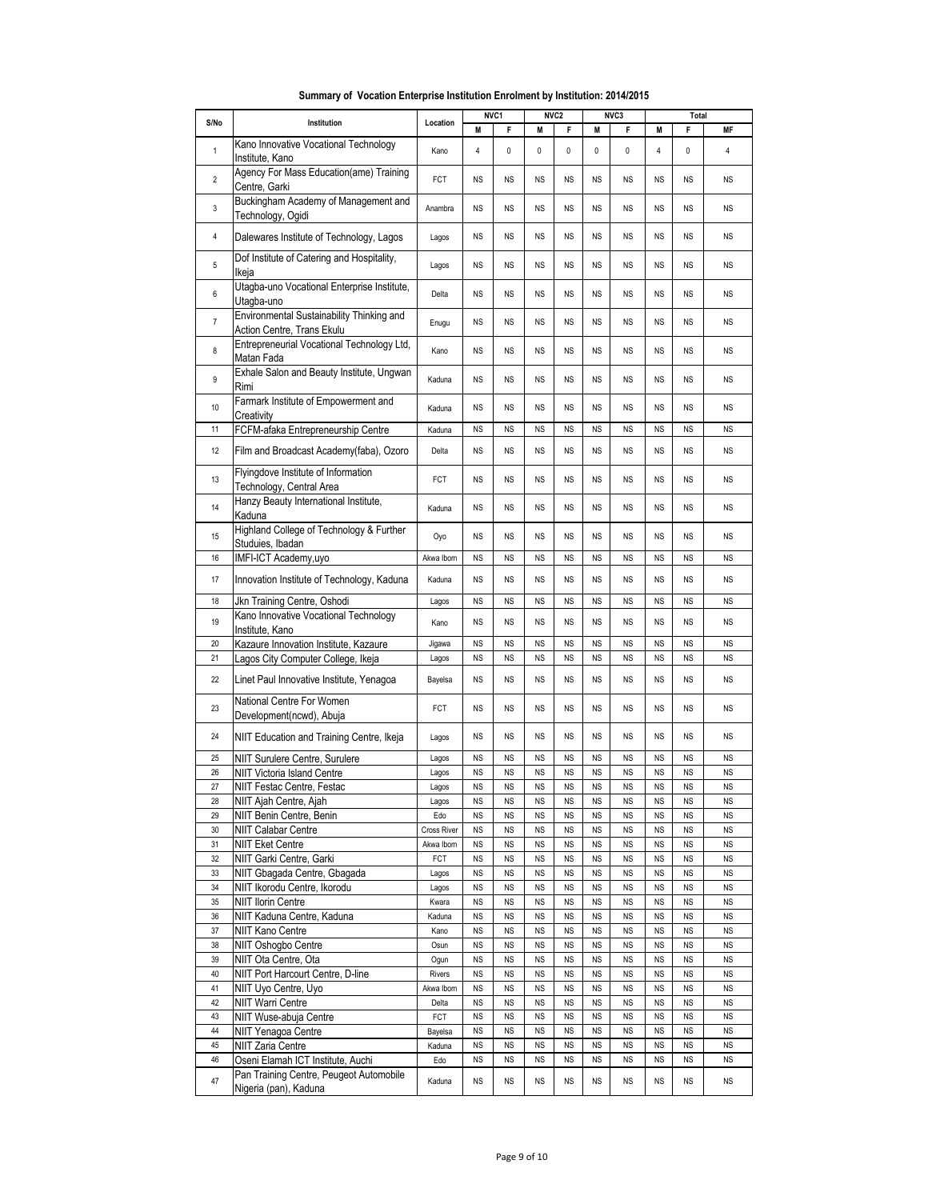**Summary of Vocation Enterprise Institution Enrolment by Institution: 2014/2015**

| S/No | Institution | Location | NVC1 | | NVC2 | | NVC3 | | Total | | |
|---|---|---|---|---|---|---|---|---|---|---|---|
| | | | M | F | M | F | M | F | M | F | MF |
| 1 | Kano Innovative Vocational Technology Institute, Kano | Kano | 4 | 0 | 0 | 0 | 0 | 0 | 4 | 0 | 4 |
| 2 | Agency For Mass Education(ame) Training Centre, Garki | FCT | NS | NS | NS | NS | NS | NS | NS | NS | NS |
| 3 | Buckingham Academy of Management and Technology, Ogidi | Anambra | NS | NS | NS | NS | NS | NS | NS | NS | NS |
| 4 | Dalewares Institute of Technology, Lagos | Lagos | NS | NS | NS | NS | NS | NS | NS | NS | NS |
| 5 | Dof Institute of Catering and Hospitality, Ikeja | Lagos | NS | NS | NS | NS | NS | NS | NS | NS | NS |
| 6 | Utagba-uno Vocational Enterprise Institute, Utagba-uno | Delta | NS | NS | NS | NS | NS | NS | NS | NS | NS |
| 7 | Environmental Sustainability Thinking and Action Centre, Trans Ekulu | Enugu | NS | NS | NS | NS | NS | NS | NS | NS | NS |
| 8 | Entrepreneurial Vocational Technology Ltd, Matan Fada | Kano | NS | NS | NS | NS | NS | NS | NS | NS | NS |
| 9 | Exhale Salon and Beauty Institute, Ungwan Rimi | Kaduna | NS | NS | NS | NS | NS | NS | NS | NS | NS |
| 10 | Farmark Institute of Empowerment and Creativity | Kaduna | NS | NS | NS | NS | NS | NS | NS | NS | NS |
| 11 | FCFM-afaka Entrepreneurship Centre | Kaduna | NS | NS | NS | NS | NS | NS | NS | NS | NS |
| 12 | Film and Broadcast Academy(faba), Ozoro | Delta | NS | NS | NS | NS | NS | NS | NS | NS | NS |
| 13 | Flyingdove Institute of Information Technology, Central Area | FCT | NS | NS | NS | NS | NS | NS | NS | NS | NS |
| 14 | Hanzy Beauty International Institute, Kaduna | Kaduna | NS | NS | NS | NS | NS | NS | NS | NS | NS |
| 15 | Highland College of Technology & Further Studuies, Ibadan | Oyo | NS | NS | NS | NS | NS | NS | NS | NS | NS |
| 16 | IMFI-ICT Academy,uyo | Akwa Ibom | NS | NS | NS | NS | NS | NS | NS | NS | NS |
| 17 | Innovation Institute of Technology, Kaduna | Kaduna | NS | NS | NS | NS | NS | NS | NS | NS | NS |
| 18 | Jkn Training Centre, Oshodi | Lagos | NS | NS | NS | NS | NS | NS | NS | NS | NS |
| 19 | Kano Innovative Vocational Technology Institute, Kano | Kano | NS | NS | NS | NS | NS | NS | NS | NS | NS |
| 20 | Kazaure Innovation Institute, Kazaure | Jigawa | NS | NS | NS | NS | NS | NS | NS | NS | NS |
| 21 | Lagos City Computer College, Ikeja | Lagos | NS | NS | NS | NS | NS | NS | NS | NS | NS |
| 22 | Linet Paul Innovative Institute, Yenagoa | Bayelsa | NS | NS | NS | NS | NS | NS | NS | NS | NS |
| 23 | National Centre For Women Development(ncwd), Abuja | FCT | NS | NS | NS | NS | NS | NS | NS | NS | NS |
| 24 | NIIT Education and Training Centre, Ikeja | Lagos | NS | NS | NS | NS | NS | NS | NS | NS | NS |
| 25 | NIIT Surulere Centre, Surulere | Lagos | NS | NS | NS | NS | NS | NS | NS | NS | NS |
| 26 | NIIT Victoria Island Centre | Lagos | NS | NS | NS | NS | NS | NS | NS | NS | NS |
| 27 | NIIT Festac Centre, Festac | Lagos | NS | NS | NS | NS | NS | NS | NS | NS | NS |
| 28 | NIIT Ajah Centre, Ajah | Lagos | NS | NS | NS | NS | NS | NS | NS | NS | NS |
| 29 | NIIT Benin Centre, Benin | Edo | NS | NS | NS | NS | NS | NS | NS | NS | NS |
| 30 | NIIT Calabar Centre | Cross River | NS | NS | NS | NS | NS | NS | NS | NS | NS |
| 31 | NIIT Eket Centre | Akwa Ibom | NS | NS | NS | NS | NS | NS | NS | NS | NS |
| 32 | NIIT Garki Centre, Garki | FCT | NS | NS | NS | NS | NS | NS | NS | NS | NS |
| 33 | NIIT Gbagada Centre, Gbagada | Lagos | NS | NS | NS | NS | NS | NS | NS | NS | NS |
| 34 | NIIT Ikorodu Centre, Ikorodu | Lagos | NS | NS | NS | NS | NS | NS | NS | NS | NS |
| 35 | NIIT Ilorin Centre | Kwara | NS | NS | NS | NS | NS | NS | NS | NS | NS |
| 36 | NIIT Kaduna Centre, Kaduna | Kaduna | NS | NS | NS | NS | NS | NS | NS | NS | NS |
| 37 | NIIT Kano Centre | Kano | NS | NS | NS | NS | NS | NS | NS | NS | NS |
| 38 | NIIT Oshogbo Centre | Osun | NS | NS | NS | NS | NS | NS | NS | NS | NS |
| 39 | NIIT Ota Centre, Ota | Ogun | NS | NS | NS | NS | NS | NS | NS | NS | NS |
| 40 | NIIT Port Harcourt Centre, D-line | Rivers | NS | NS | NS | NS | NS | NS | NS | NS | NS |
| 41 | NIIT Uyo Centre, Uyo | Akwa Ibom | NS | NS | NS | NS | NS | NS | NS | NS | NS |
| 42 | NIIT Warri Centre | Delta | NS | NS | NS | NS | NS | NS | NS | NS | NS |
| 43 | NIIT Wuse-abuja Centre | FCT | NS | NS | NS | NS | NS | NS | NS | NS | NS |
| 44 | NIIT Yenagoa Centre | Bayelsa | NS | NS | NS | NS | NS | NS | NS | NS | NS |
| 45 | NIIT Zaria Centre | Kaduna | NS | NS | NS | NS | NS | NS | NS | NS | NS |
| 46 | Oseni Elamah ICT Institute, Auchi | Edo | NS | NS | NS | NS | NS | NS | NS | NS | NS |
| 47 | Pan Training Centre, Peugeot Automobile Nigeria (pan), Kaduna | Kaduna | NS | NS | NS | NS | NS | NS | NS | NS | NS |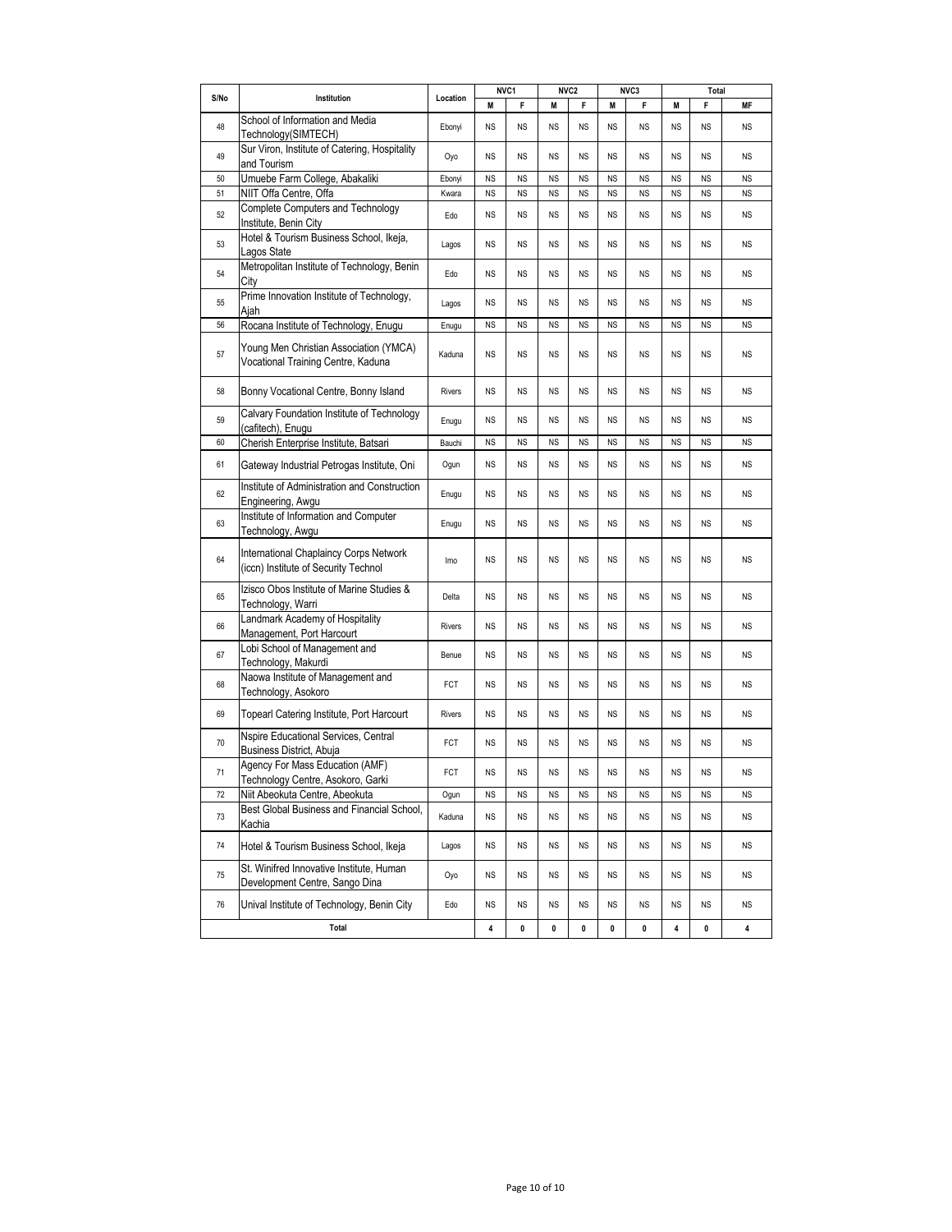| S/No | Institution | Location | NVC1 | | NVC2 | | NVC3 | | Total | | |
|---|---|---|---|---|---|---|---|---|---|---|---|
| | | | M | F | M | F | M | F | M | F | MF |
| 48 | School of Information and Media Technology(SIMTECH) | Ebonyi | NS | NS | NS | NS | NS | NS | NS | NS | NS |
| 49 | Sur Viron, Institute of Catering, Hospitality and Tourism | Oyo | NS | NS | NS | NS | NS | NS | NS | NS | NS |
| 50 | Umuebe Farm College, Abakaliki | Ebonyi | NS | NS | NS | NS | NS | NS | NS | NS | NS |
| 51 | NIIT Offa Centre, Offa | Kwara | NS | NS | NS | NS | NS | NS | NS | NS | NS |
| 52 | Complete Computers and Technology Institute, Benin City | Edo | NS | NS | NS | NS | NS | NS | NS | NS | NS |
| 53 | Hotel & Tourism Business School, Ikeja, Lagos State | Lagos | NS | NS | NS | NS | NS | NS | NS | NS | NS |
| 54 | Metropolitan Institute of Technology, Benin City | Edo | NS | NS | NS | NS | NS | NS | NS | NS | NS |
| 55 | Prime Innovation Institute of Technology, Ajah | Lagos | NS | NS | NS | NS | NS | NS | NS | NS | NS |
| 56 | Rocana Institute of Technology, Enugu | Enugu | NS | NS | NS | NS | NS | NS | NS | NS | NS |
| 57 | Young Men Christian Association (YMCA) Vocational Training Centre, Kaduna | Kaduna | NS | NS | NS | NS | NS | NS | NS | NS | NS |
| 58 | Bonny Vocational Centre, Bonny Island | Rivers | NS | NS | NS | NS | NS | NS | NS | NS | NS |
| 59 | Calvary Foundation Institute of Technology (cafitech), Enugu | Enugu | NS | NS | NS | NS | NS | NS | NS | NS | NS |
| 60 | Cherish Enterprise Institute, Batsari | Bauchi | NS | NS | NS | NS | NS | NS | NS | NS | NS |
| 61 | Gateway Industrial Petrogas Institute, Oni | Ogun | NS | NS | NS | NS | NS | NS | NS | NS | NS |
| 62 | Institute of Administration and Construction Engineering, Awgu | Enugu | NS | NS | NS | NS | NS | NS | NS | NS | NS |
| 63 | Institute of Information and Computer Technology, Awgu | Enugu | NS | NS | NS | NS | NS | NS | NS | NS | NS |
| 64 | International Chaplaincy Corps Network (iccn) Institute of Security Technol | Imo | NS | NS | NS | NS | NS | NS | NS | NS | NS |
| 65 | Izisco Obos Institute of Marine Studies & Technology, Warri | Delta | NS | NS | NS | NS | NS | NS | NS | NS | NS |
| 66 | Landmark Academy of Hospitality Management, Port Harcourt | Rivers | NS | NS | NS | NS | NS | NS | NS | NS | NS |
| 67 | Lobi School of Management and Technology, Makurdi | Benue | NS | NS | NS | NS | NS | NS | NS | NS | NS |
| 68 | Naowa Institute of Management and Technology, Asokoro | FCT | NS | NS | NS | NS | NS | NS | NS | NS | NS |
| 69 | Topearl Catering Institute, Port Harcourt | Rivers | NS | NS | NS | NS | NS | NS | NS | NS | NS |
| 70 | Nspire Educational Services, Central Business District, Abuja | FCT | NS | NS | NS | NS | NS | NS | NS | NS | NS |
| 71 | Agency For Mass Education (AMF) Technology Centre, Asokoro, Garki | FCT | NS | NS | NS | NS | NS | NS | NS | NS | NS |
| 72 | Niit Abeokuta Centre, Abeokuta | Ogun | NS | NS | NS | NS | NS | NS | NS | NS | NS |
| 73 | Best Global Business and Financial School, Kachia | Kaduna | NS | NS | NS | NS | NS | NS | NS | NS | NS |
| 74 | Hotel & Tourism Business School, Ikeja | Lagos | NS | NS | NS | NS | NS | NS | NS | NS | NS |
| 75 | St. Winifred Innovative Institute, Human Development Centre, Sango Dina | Oyo | NS | NS | NS | NS | NS | NS | NS | NS | NS |
| 76 | Unival Institute of Technology, Benin City | Edo | NS | NS | NS | NS | NS | NS | NS | NS | NS |
| Total | | | 4 | 0 | 0 | 0 | 0 | 0 | 4 | 0 | 4 |